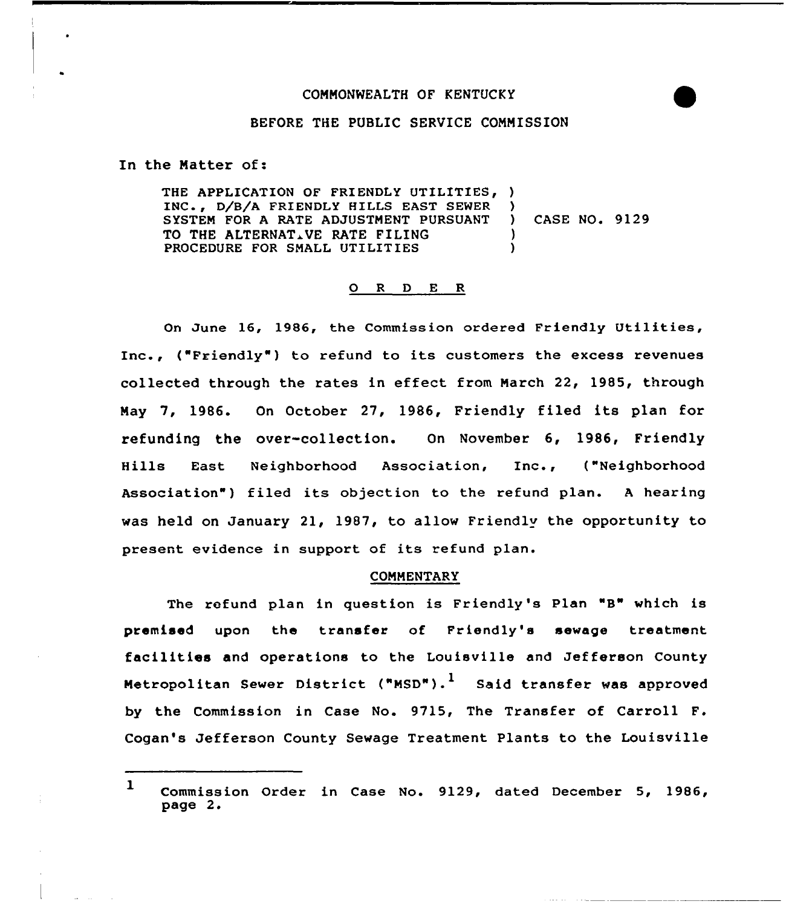COMMONWEALTH OF KENTUCKY

BEFORE THE PUBLIC SERVICE COMMISSION

In the Matter of:

| | | |
|---|---|---|
| THE APPLICATION OF FRIENDLY UTILITIES, INC., D/B/A FRIENDLY HILLS EAST SEWER SYSTEM FOR A RATE ADJUSTMENT PURSUANT TO THE ALTERNATIVE RATE FILING PROCEDURE FOR SMALL UTILITIES | ) | CASE NO. 9129 |

## O R D E R

On June 16, 1986, the Commission ordered Friendly Utilities, Inc., ("Friendly") to refund to its customers the excess revenues collected through the rates in effect from March 22, 1985, through May 7, 1986. On October 27, 1986, Friendly filed its plan for refunding the over-collection. On November 6, 1986, Friendly Hills East Neighborhood Association, Inc., ("Neighborhood Association") filed its objection to the refund plan. A hearing was held on January 21, 1987, to allow Friendly the opportunity to present evidence in support of its refund plan.

### COMMENTARY

The refund plan in question is Friendly's Plan "B" which is premised upon the transfer of Friendly's sewage treatment facilities and operations to the Louisville and Jefferson County Metropolitan Sewer District ("MSD").[1] Said transfer was approved by the Commission in Case No. 9715, The Transfer of Carroll F. Cogan's Jefferson County Sewage Treatment Plants to the Louisville

---

[1] Commission Order in Case No. 9129, dated December 5, 1986, page 2.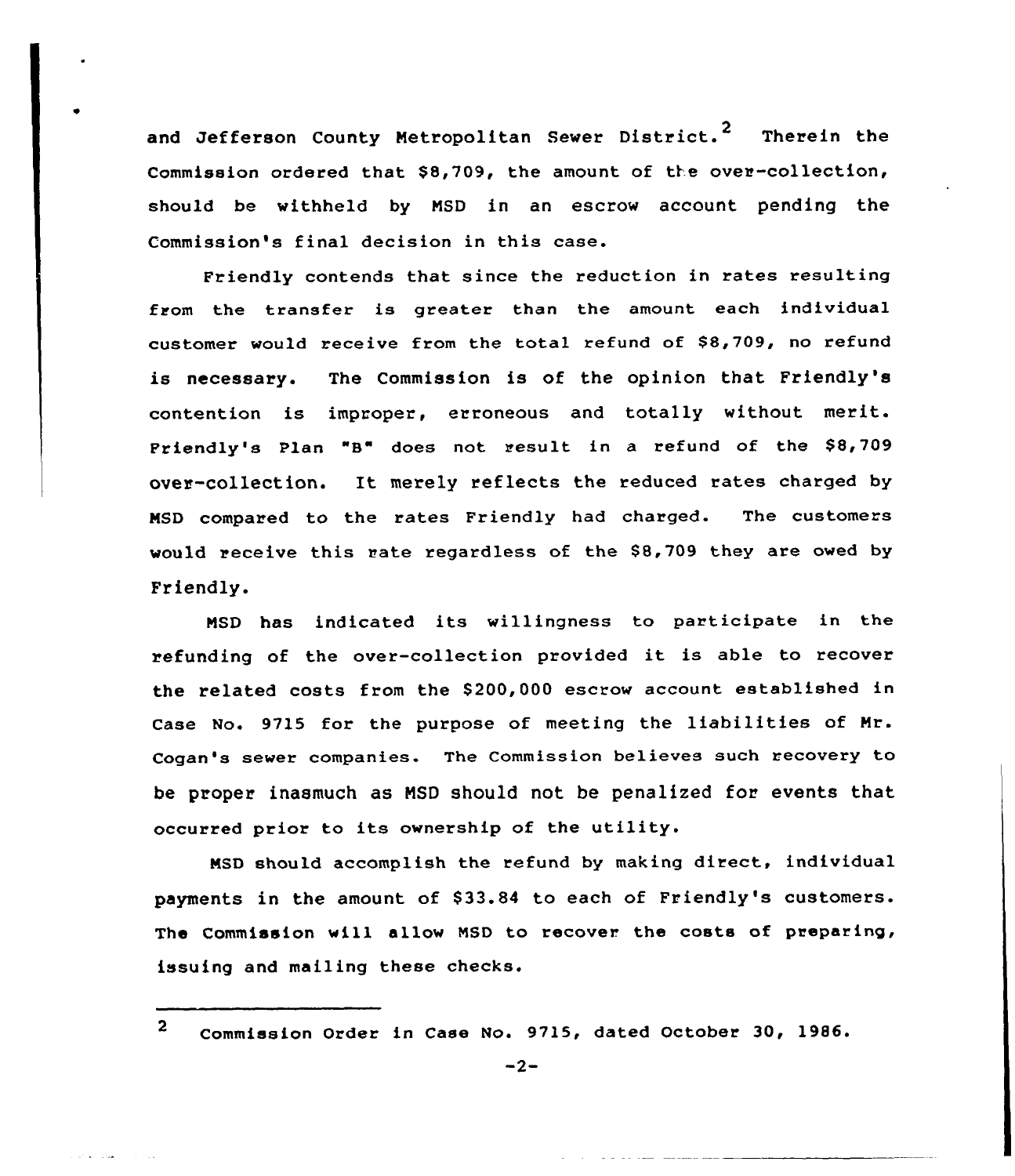and Jefferson County Metropolitan Sewer District.[2] Therein the Commission ordered that $8,709, the amount of the over-collection, should be withheld by MSD in an escrow account pending the Commission's final decision in this case.

Friendly contends that since the reduction in rates resulting from the transfer is greater than the amount each individual customer would receive from the total refund of $8,709, no refund is necessary. The Commission is of the opinion that Friendly's contention is improper, erroneous and totally without merit. Friendly's Plan "B" does not result in a refund of the $8,709 over-collection. It merely reflects the reduced rates charged by MSD compared to the rates Friendly had charged. The customers would receive this rate regardless of the $8,709 they are owed by Friendly.

MSD has indicated its willingness to participate in the refunding of the over-collection provided it is able to recover the related costs from the $200,000 escrow account established in Case No. 9715 for the purpose of meeting the liabilities of Mr. Cogan's sewer companies. The Commission believes such recovery to be proper inasmuch as MSD should not be penalized for events that occurred prior to its ownership of the utility.

MSD should accomplish the refund by making direct, individual payments in the amount of $33.84 to each of Friendly's customers. The Commission will allow MSD to recover the costs of preparing, issuing and mailing these checks.

---

[2] Commission Order in Case No. 9715, dated October 30, 1986.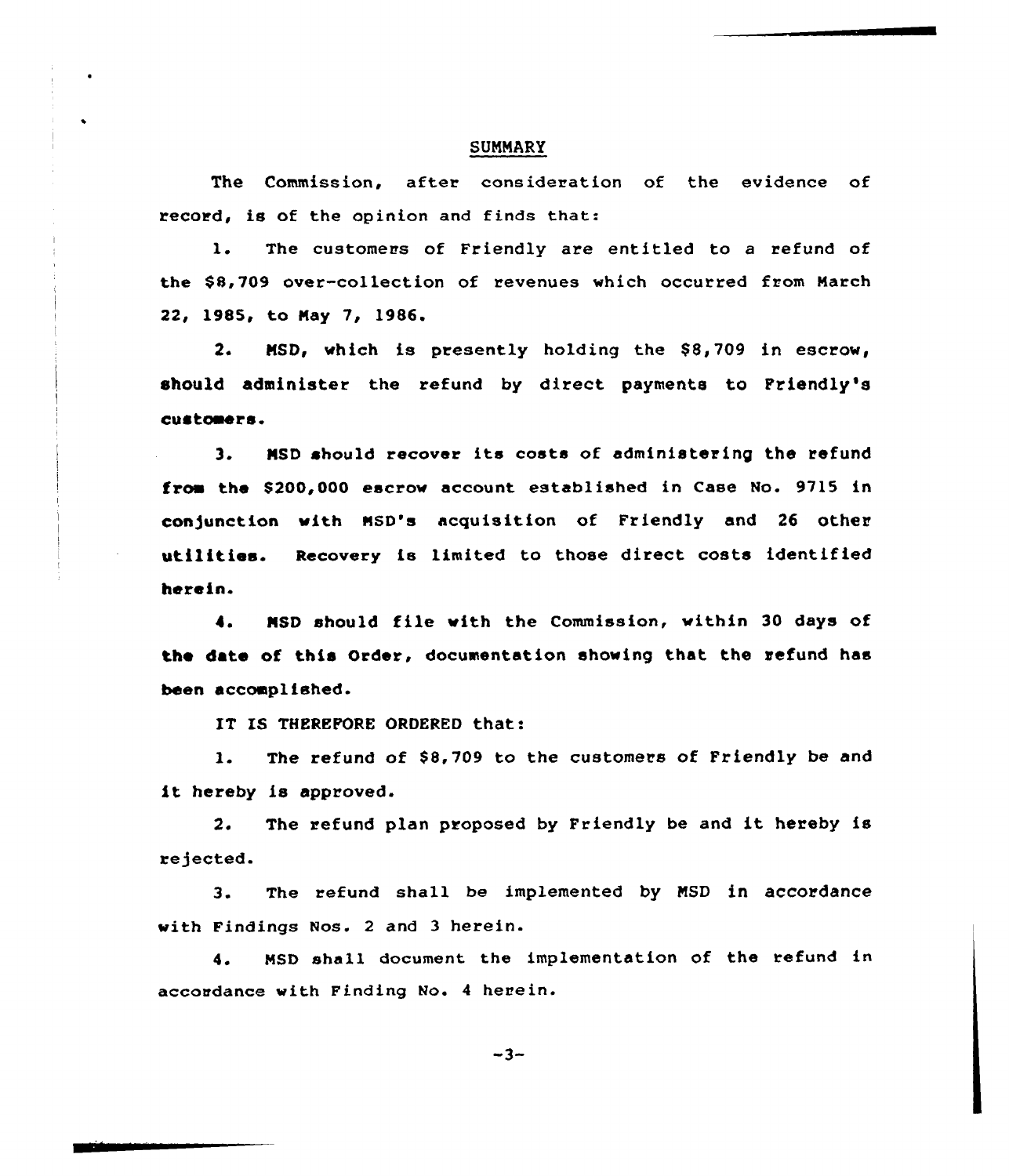## SUMMARY

The Commission, after consideration of the evidence of record, is of the opinion and finds that:

1. The customers of Friendly are entitled to a refund of the $8,709 over-collection of revenues which occurred from March 22, 1985, to May 7, 1986.

2. MSD, which is presently holding the $8,709 in escrow, should administer the refund by direct payments to Friendly's customers.

3. MSD should recover its costs of administering the refund from the $200,000 escrow account established in Case No. 9715 in conjunction with MSD's acquisition of Friendly and 26 other utilities. Recovery is limited to those direct costs identified herein.

4. MSD should file with the Commission, within 30 days of the date of this Order, documentation showing that the refund has been accomplished.

IT IS THEREFORE ORDERED that:

1. The refund of $8,709 to the customers of Friendly be and it hereby is approved.

2. The refund plan proposed by Friendly be and it hereby is rejected.

3. The refund shall be implemented by MSD in accordance with Findings Nos. 2 and 3 herein.

4. MSD shall document the implementation of the refund in accordance with Finding No. 4 herein.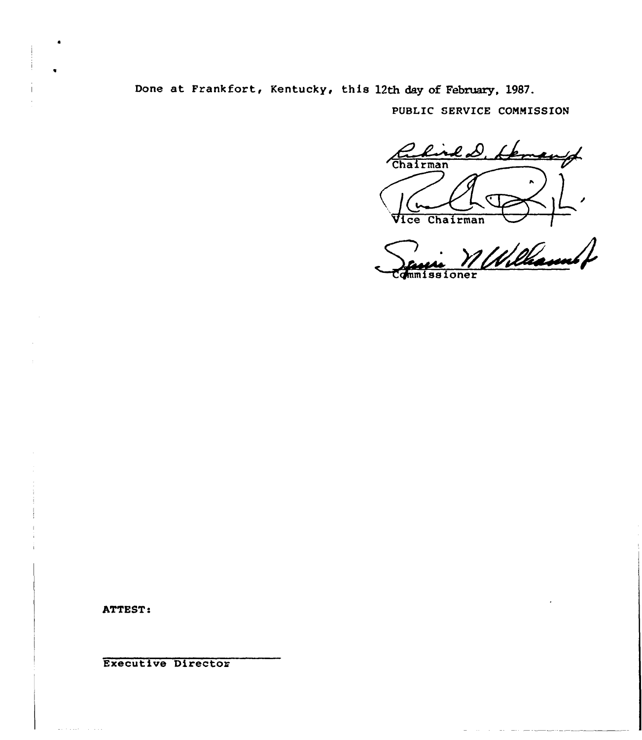Done at Frankfort, Kentucky, this 12th day of February, 1987.

PUBLIC SERVICE COMMISSION

Chairman

Vice Chairman

Commissioner

ATTEST:

Executive Director